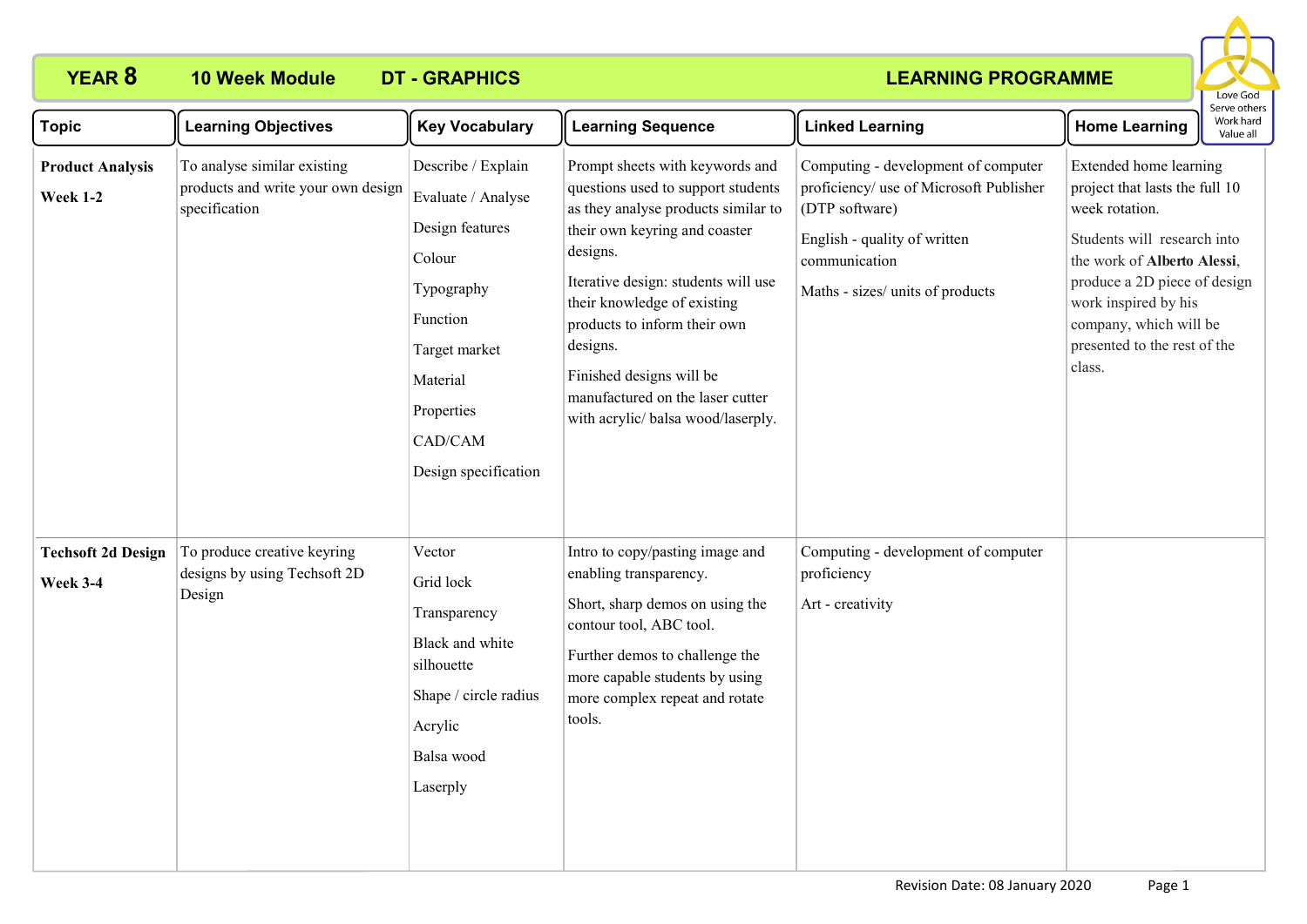# YEAR 8 10 Week Module DT - GRAPHICS LEARNING PROGRAMME

Love God
Serve others
Work hard
Value all

| Topic | Learning Objectives | Key Vocabulary | Learning Sequence | Linked Learning | Home Learning |
|---|---|---|---|---|---|
| **Product Analysis**<br><br>**Week 1-2** | To analyse similar existing products and write your own design specification | Describe / Explain<br><br>Evaluate / Analyse<br><br>Design features<br><br>Colour<br><br>Typography<br><br>Function<br><br>Target market<br><br>Material<br><br>Properties<br><br>CAD/CAM<br><br>Design specification | Prompt sheets with keywords and questions used to support students as they analyse products similar to their own keyring and coaster designs.<br><br>Iterative design: students will use their knowledge of existing products to inform their own designs.<br><br>Finished designs will be manufactured on the laser cutter with acrylic/ balsa wood/laserply. | Computing - development of computer proficiency/ use of Microsoft Publisher (DTP software)<br><br>English - quality of written communication<br><br>Maths - sizes/ units of products | Extended home learning project that lasts the full 10 week rotation.<br><br>Students will research into the work of **Alberto Alessi**, produce a 2D piece of design work inspired by his company, which will be presented to the rest of the class. |
| **Techsoft 2d Design**<br><br>**Week 3-4** | To produce creative keyring designs by using Techsoft 2D Design | Vector<br><br>Grid lock<br><br>Transparency<br><br>Black and white silhouette<br><br>Shape / circle radius<br><br>Acrylic<br><br>Balsa wood<br><br>Laserply | Intro to copy/pasting image and enabling transparency.<br><br>Short, sharp demos on using the contour tool, ABC tool.<br><br>Further demos to challenge the more capable students by using more complex repeat and rotate tools. | Computing - development of computer proficiency<br><br>Art - creativity | |

Revision Date: 08 January 2020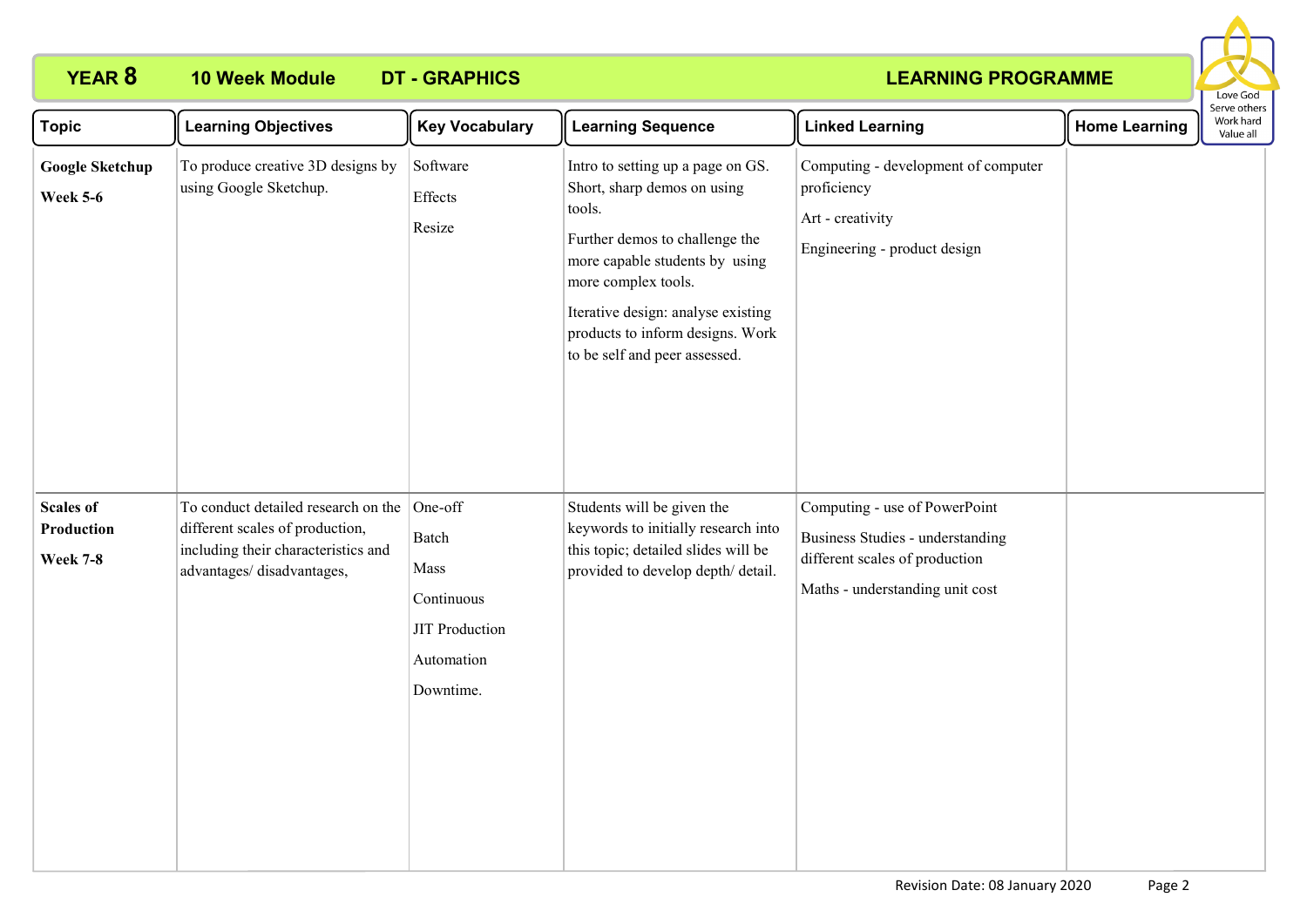**YEAR 8 — 10 Week Module — DT - GRAPHICS — LEARNING PROGRAMME**

Love God
Serve others
Work hard
Value all

| Topic | Learning Objectives | Key Vocabulary | Learning Sequence | Linked Learning | Home Learning |
|---|---|---|---|---|---|
| **Google Sketchup**<br><br>**Week 5-6** | To produce creative 3D designs by using Google Sketchup. | Software<br><br>Effects<br><br>Resize | Intro to setting up a page on GS. Short, sharp demos on using tools.<br><br>Further demos to challenge the more capable students by using more complex tools.<br><br>Iterative design: analyse existing products to inform designs. Work to be self and peer assessed. | Computing - development of computer proficiency<br><br>Art - creativity<br><br>Engineering - product design | |
| **Scales of Production**<br><br>**Week 7-8** | To conduct detailed research on the different scales of production, including their characteristics and advantages/ disadvantages, | One-off<br><br>Batch<br><br>Mass<br><br>Continuous<br><br>JIT Production<br><br>Automation<br><br>Downtime. | Students will be given the keywords to initially research into this topic; detailed slides will be provided to develop depth/ detail. | Computing - use of PowerPoint<br><br>Business Studies - understanding different scales of production<br><br>Maths - understanding unit cost | |

Revision Date: 08 January 2020